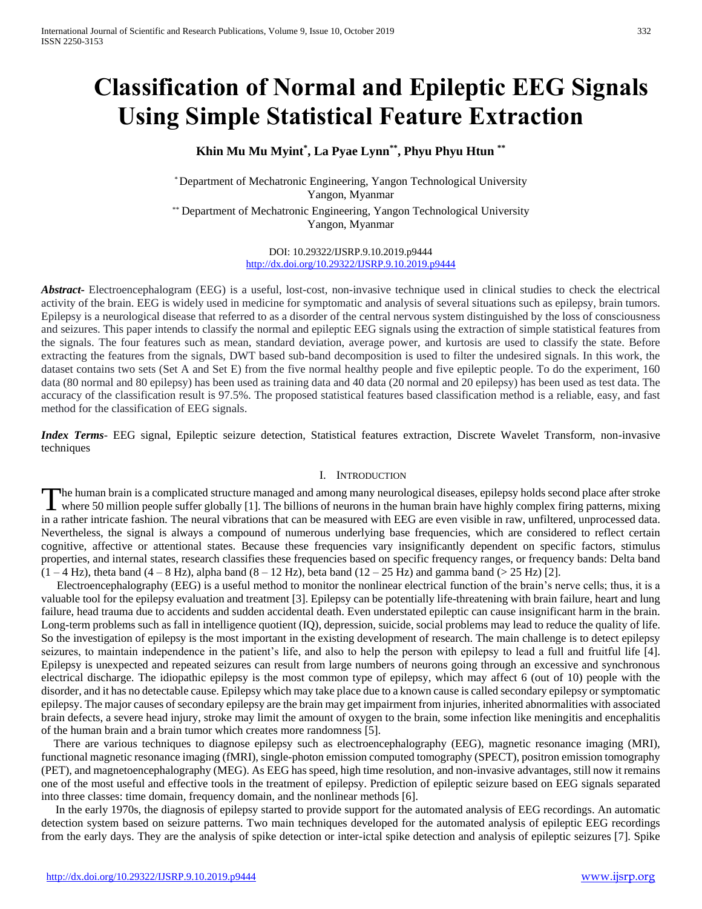# Classification of Normal and Epileptic EEG Signals Using Simple Statistical Feature Extraction

**Khin Mu Mu Myint[*], La Pyae Lynn[**], Phyu Phyu Htun [**]**

[*] Department of Mechatronic Engineering, Yangon Technological University
Yangon, Myanmar

[**] Department of Mechatronic Engineering, Yangon Technological University
Yangon, Myanmar

DOI: 10.29322/IJSRP.9.10.2019.p9444
http://dx.doi.org/10.29322/IJSRP.9.10.2019.p9444

***Abstract-*** Electroencephalogram (EEG) is a useful, lost-cost, non-invasive technique used in clinical studies to check the electrical activity of the brain. EEG is widely used in medicine for symptomatic and analysis of several situations such as epilepsy, brain tumors. Epilepsy is a neurological disease that referred to as a disorder of the central nervous system distinguished by the loss of consciousness and seizures. This paper intends to classify the normal and epileptic EEG signals using the extraction of simple statistical features from the signals. The four features such as mean, standard deviation, average power, and kurtosis are used to classify the state. Before extracting the features from the signals, DWT based sub-band decomposition is used to filter the undesired signals. In this work, the dataset contains two sets (Set A and Set E) from the five normal healthy people and five epileptic people. To do the experiment, 160 data (80 normal and 80 epilepsy) has been used as training data and 40 data (20 normal and 20 epilepsy) has been used as test data. The accuracy of the classification result is 97.5%. The proposed statistical features based classification method is a reliable, easy, and fast method for the classification of EEG signals.

***Index Terms*-** EEG signal, Epileptic seizure detection, Statistical features extraction, Discrete Wavelet Transform, non-invasive techniques

## I. Introduction

The human brain is a complicated structure managed and among many neurological diseases, epilepsy holds second place after stroke where 50 million people suffer globally [1]. The billions of neurons in the human brain have highly complex firing patterns, mixing in a rather intricate fashion. The neural vibrations that can be measured with EEG are even visible in raw, unfiltered, unprocessed data. Nevertheless, the signal is always a compound of numerous underlying base frequencies, which are considered to reflect certain cognitive, affective or attentional states. Because these frequencies vary insignificantly dependent on specific factors, stimulus properties, and internal states, research classifies these frequencies based on specific frequency ranges, or frequency bands: Delta band (1 – 4 Hz), theta band (4 – 8 Hz), alpha band (8 – 12 Hz), beta band (12 – 25 Hz) and gamma band (> 25 Hz) [2].

Electroencephalography (EEG) is a useful method to monitor the nonlinear electrical function of the brain's nerve cells; thus, it is a valuable tool for the epilepsy evaluation and treatment [3]. Epilepsy can be potentially life-threatening with brain failure, heart and lung failure, head trauma due to accidents and sudden accidental death. Even understated epileptic can cause insignificant harm in the brain. Long-term problems such as fall in intelligence quotient (IQ), depression, suicide, social problems may lead to reduce the quality of life. So the investigation of epilepsy is the most important in the existing development of research. The main challenge is to detect epilepsy seizures, to maintain independence in the patient's life, and also to help the person with epilepsy to lead a full and fruitful life [4]. Epilepsy is unexpected and repeated seizures can result from large numbers of neurons going through an excessive and synchronous electrical discharge. The idiopathic epilepsy is the most common type of epilepsy, which may affect 6 (out of 10) people with the disorder, and it has no detectable cause. Epilepsy which may take place due to a known cause is called secondary epilepsy or symptomatic epilepsy. The major causes of secondary epilepsy are the brain may get impairment from injuries, inherited abnormalities with associated brain defects, a severe head injury, stroke may limit the amount of oxygen to the brain, some infection like meningitis and encephalitis of the human brain and a brain tumor which creates more randomness [5].

There are various techniques to diagnose epilepsy such as electroencephalography (EEG), magnetic resonance imaging (MRI), functional magnetic resonance imaging (fMRI), single-photon emission computed tomography (SPECT), positron emission tomography (PET), and magnetoencephalography (MEG). As EEG has speed, high time resolution, and non-invasive advantages, still now it remains one of the most useful and effective tools in the treatment of epilepsy. Prediction of epileptic seizure based on EEG signals separated into three classes: time domain, frequency domain, and the nonlinear methods [6].

In the early 1970s, the diagnosis of epilepsy started to provide support for the automated analysis of EEG recordings. An automatic detection system based on seizure patterns. Two main techniques developed for the automated analysis of epileptic EEG recordings from the early days. They are the analysis of spike detection or inter-ictal spike detection and analysis of epileptic seizures [7]. Spike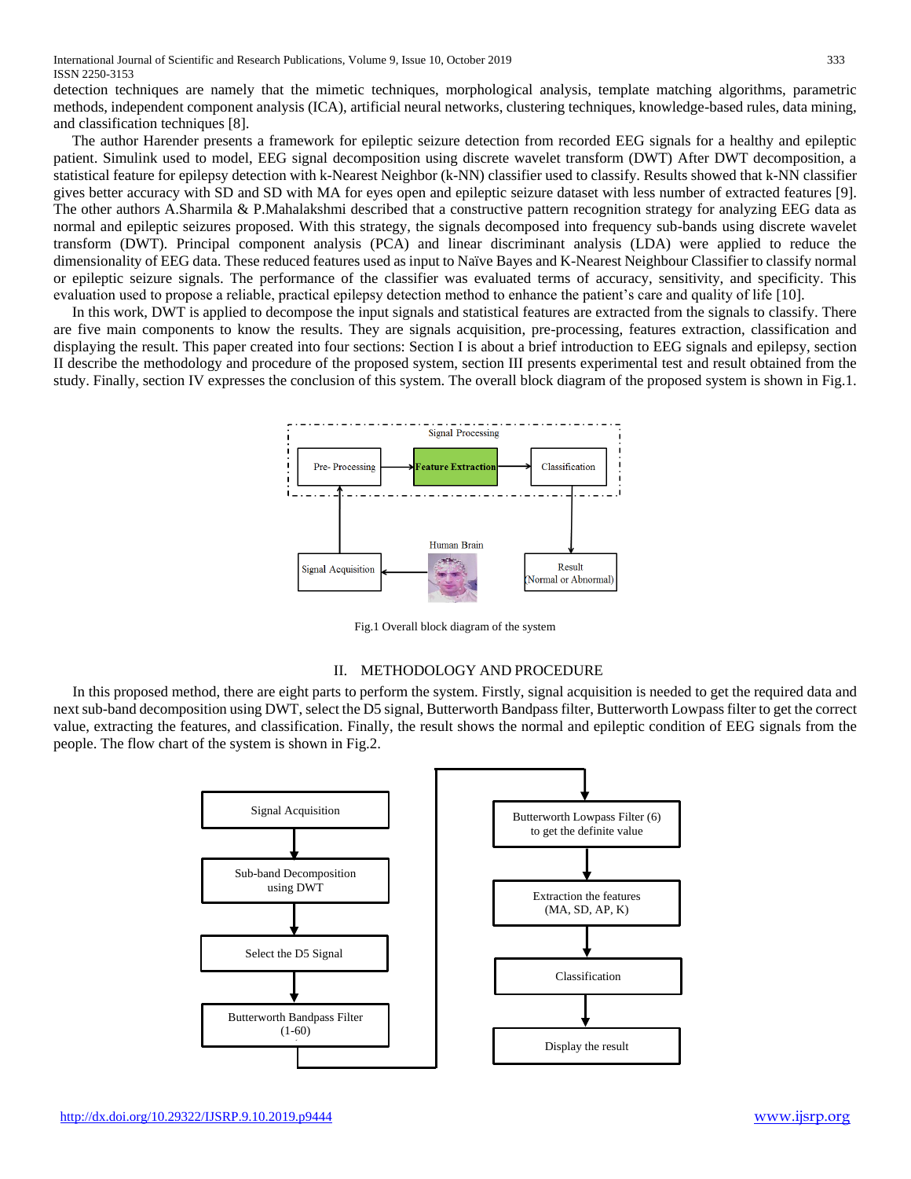detection techniques are namely that the mimetic techniques, morphological analysis, template matching algorithms, parametric methods, independent component analysis (ICA), artificial neural networks, clustering techniques, knowledge-based rules, data mining, and classification techniques [8].

The author Harender presents a framework for epileptic seizure detection from recorded EEG signals for a healthy and epileptic patient. Simulink used to model, EEG signal decomposition using discrete wavelet transform (DWT) After DWT decomposition, a statistical feature for epilepsy detection with k-Nearest Neighbor (k-NN) classifier used to classify. Results showed that k-NN classifier gives better accuracy with SD and SD with MA for eyes open and epileptic seizure dataset with less number of extracted features [9]. The other authors A.Sharmila & P.Mahalakshmi described that a constructive pattern recognition strategy for analyzing EEG data as normal and epileptic seizures proposed. With this strategy, the signals decomposed into frequency sub-bands using discrete wavelet transform (DWT). Principal component analysis (PCA) and linear discriminant analysis (LDA) were applied to reduce the dimensionality of EEG data. These reduced features used as input to Naïve Bayes and K-Nearest Neighbour Classifier to classify normal or epileptic seizure signals. The performance of the classifier was evaluated terms of accuracy, sensitivity, and specificity. This evaluation used to propose a reliable, practical epilepsy detection method to enhance the patient's care and quality of life [10].

In this work, DWT is applied to decompose the input signals and statistical features are extracted from the signals to classify. There are five main components to know the results. They are signals acquisition, pre-processing, features extraction, classification and displaying the result. This paper created into four sections: Section I is about a brief introduction to EEG signals and epilepsy, section II describe the methodology and procedure of the proposed system, section III presents experimental test and result obtained from the study. Finally, section IV expresses the conclusion of this system. The overall block diagram of the proposed system is shown in Fig.1.

Fig.1 Overall block diagram of the system

## II. METHODOLOGY AND PROCEDURE

In this proposed method, there are eight parts to perform the system. Firstly, signal acquisition is needed to get the required data and next sub-band decomposition using DWT, select the D5 signal, Butterworth Bandpass filter, Butterworth Lowpass filter to get the correct value, extracting the features, and classification. Finally, the result shows the normal and epileptic condition of EEG signals from the people. The flow chart of the system is shown in Fig.2.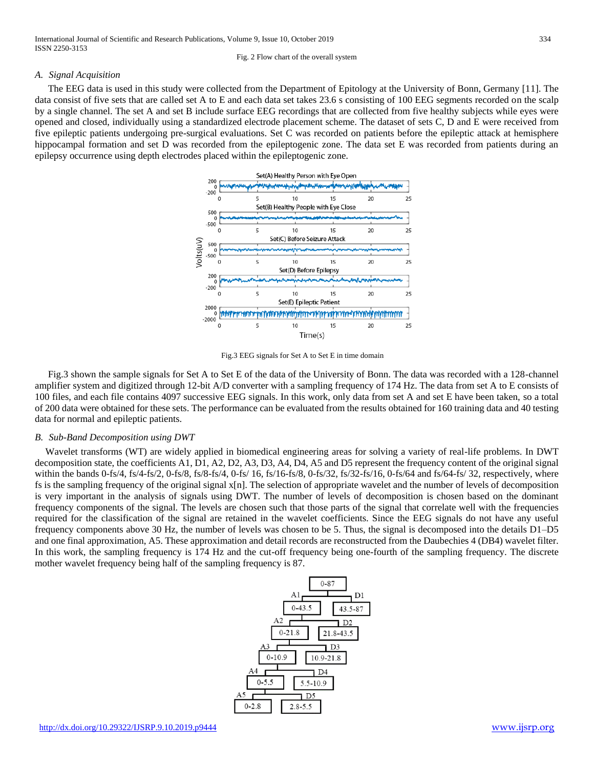Fig. 2 Flow chart of the overall system

### *A. Signal Acquisition*

The EEG data is used in this study were collected from the Department of Epitology at the University of Bonn, Germany [11]. The data consist of five sets that are called set A to E and each data set takes 23.6 s consisting of 100 EEG segments recorded on the scalp by a single channel. The set A and set B include surface EEG recordings that are collected from five healthy subjects while eyes were opened and closed, individually using a standardized electrode placement scheme. The dataset of sets C, D and E were received from five epileptic patients undergoing pre-surgical evaluations. Set C was recorded on patients before the epileptic attack at hemisphere hippocampal formation and set D was recorded from the epileptogenic zone. The data set E was recorded from patients during an epilepsy occurrence using depth electrodes placed within the epileptogenic zone.

Fig.3 EEG signals for Set A to Set E in time domain

Fig.3 shown the sample signals for Set A to Set E of the data of the University of Bonn. The data was recorded with a 128-channel amplifier system and digitized through 12-bit A/D converter with a sampling frequency of 174 Hz. The data from set A to E consists of 100 files, and each file contains 4097 successive EEG signals. In this work, only data from set A and set E have been taken, so a total of 200 data were obtained for these sets. The performance can be evaluated from the results obtained for 160 training data and 40 testing data for normal and epileptic patients.

### *B. Sub-Band Decomposition using DWT*

Wavelet transforms (WT) are widely applied in biomedical engineering areas for solving a variety of real-life problems. In DWT decomposition state, the coefficients A1, D1, A2, D2, A3, D3, A4, D4, A5 and D5 represent the frequency content of the original signal within the bands 0-fs/4, fs/4-fs/2, 0-fs/8, fs/8-fs/4, 0-fs/ 16, fs/16-fs/8, 0-fs/32, fs/32-fs/16, 0-fs/64 and fs/64-fs/ 32, respectively, where fs is the sampling frequency of the original signal x[n]. The selection of appropriate wavelet and the number of levels of decomposition is very important in the analysis of signals using DWT. The number of levels of decomposition is chosen based on the dominant frequency components of the signal. The levels are chosen such that those parts of the signal that correlate well with the frequencies required for the classification of the signal are retained in the wavelet coefficients. Since the EEG signals do not have any useful frequency components above 30 Hz, the number of levels was chosen to be 5. Thus, the signal is decomposed into the details D1–D5 and one final approximation, A5. These approximation and detail records are reconstructed from the Daubechies 4 (DB4) wavelet filter. In this work, the sampling frequency is 174 Hz and the cut-off frequency being one-fourth of the sampling frequency. The discrete mother wavelet frequency being half of the sampling frequency is 87.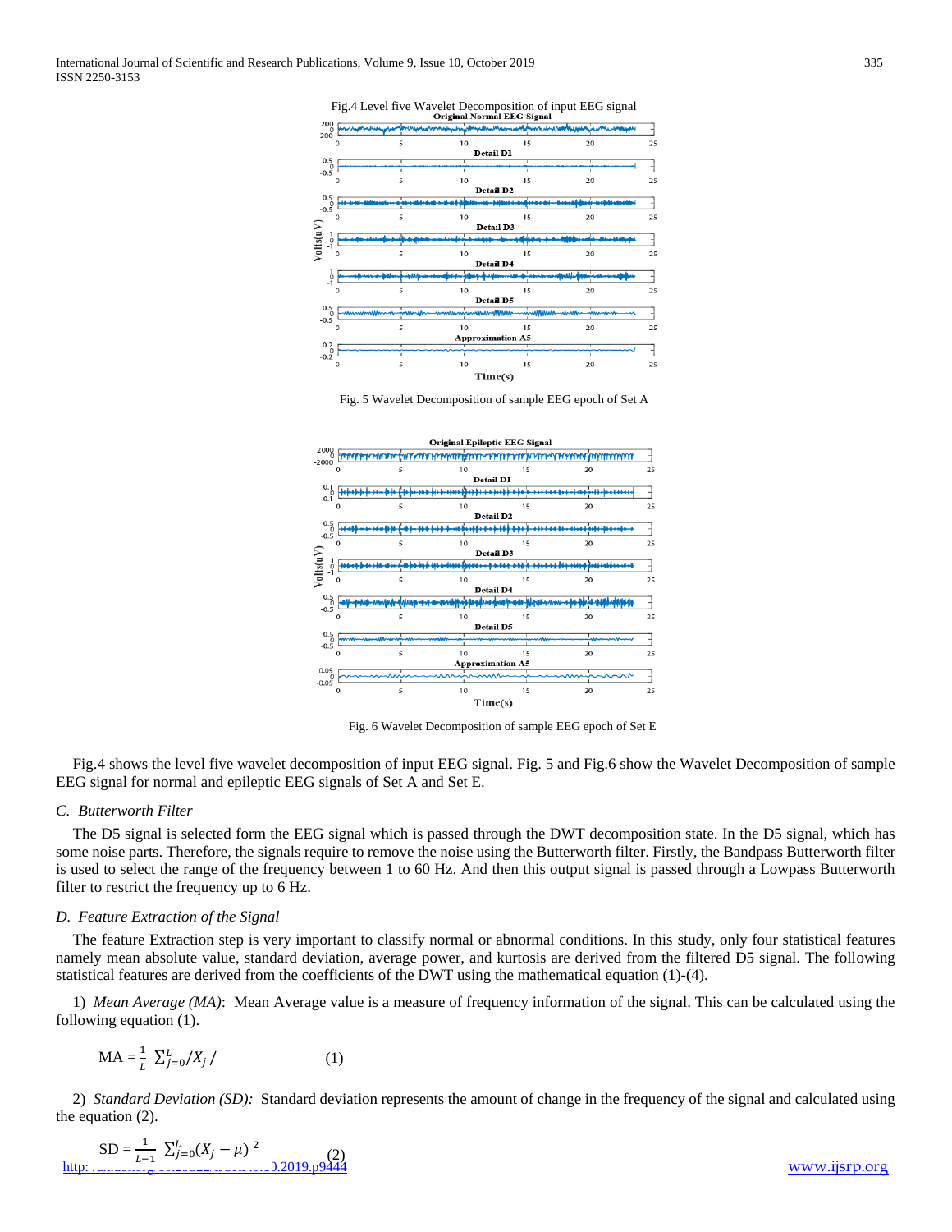Fig.4 Level five Wavelet Decomposition of input EEG signal

Fig. 5 Wavelet Decomposition of sample EEG epoch of Set A

Fig. 6 Wavelet Decomposition of sample EEG epoch of Set E

Fig.4 shows the level five wavelet decomposition of input EEG signal. Fig. 5 and Fig.6 show the Wavelet Decomposition of sample EEG signal for normal and epileptic EEG signals of Set A and Set E.

### *C. Butterworth Filter*

The D5 signal is selected form the EEG signal which is passed through the DWT decomposition state. In the D5 signal, which has some noise parts. Therefore, the signals require to remove the noise using the Butterworth filter. Firstly, the Bandpass Butterworth filter is used to select the range of the frequency between 1 to 60 Hz. And then this output signal is passed through a Lowpass Butterworth filter to restrict the frequency up to 6 Hz.

### *D. Feature Extraction of the Signal*

The feature Extraction step is very important to classify normal or abnormal conditions. In this study, only four statistical features namely mean absolute value, standard deviation, average power, and kurtosis are derived from the filtered D5 signal. The following statistical features are derived from the coefficients of the DWT using the mathematical equation (1)-(4).

1) *Mean Average (MA)*: Mean Average value is a measure of frequency information of the signal. This can be calculated using the following equation (1).

$$\text{MA} = \frac{1}{L} \sum_{j=0}^{L} /X_j/ \qquad (1)$$

2) *Standard Deviation (SD):* Standard deviation represents the amount of change in the frequency of the signal and calculated using the equation (2).

$$\text{SD} = \frac{1}{L-1} \sum_{j=0}^{L} (X_j - \mu)^2 \qquad (2)$$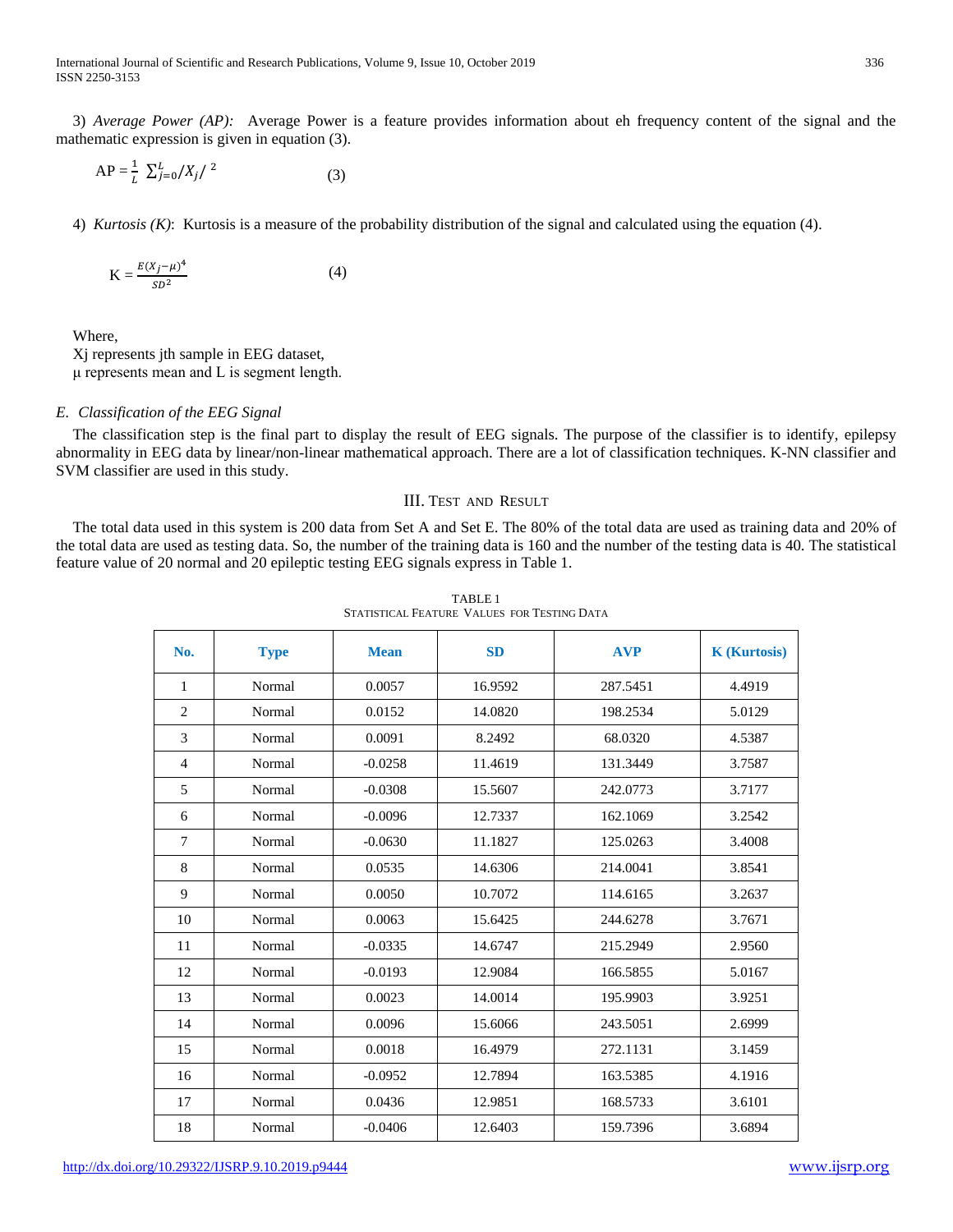3) *Average Power (AP):* Average Power is a feature provides information about eh frequency content of the signal and the mathematic expression is given in equation (3).

$$\text{AP} = \frac{1}{L} \sum_{j=0}^{L} /X_j/^{\,2} \qquad (3)$$

4) *Kurtosis (K)*: Kurtosis is a measure of the probability distribution of the signal and calculated using the equation (4).

$$\text{K} = \frac{E(X_j-\mu)^4}{SD^2} \qquad (4)$$

Where,
Xj represents jth sample in EEG dataset,
μ represents mean and L is segment length.

### *E. Classification of the EEG Signal*

The classification step is the final part to display the result of EEG signals. The purpose of the classifier is to identify, epilepsy abnormality in EEG data by linear/non-linear mathematical approach. There are a lot of classification techniques. K-NN classifier and SVM classifier are used in this study.

## III. Test and Result

The total data used in this system is 200 data from Set A and Set E. The 80% of the total data are used as training data and 20% of the total data are used as testing data. So, the number of the training data is 160 and the number of the testing data is 40. The statistical feature value of 20 normal and 20 epileptic testing EEG signals express in Table 1.

TABLE 1
Statistical Feature Values for Testing Data

| No. | Type | Mean | SD | AVP | K (Kurtosis) |
|---|---|---|---|---|---|
| 1 | Normal | 0.0057 | 16.9592 | 287.5451 | 4.4919 |
| 2 | Normal | 0.0152 | 14.0820 | 198.2534 | 5.0129 |
| 3 | Normal | 0.0091 | 8.2492 | 68.0320 | 4.5387 |
| 4 | Normal | -0.0258 | 11.4619 | 131.3449 | 3.7587 |
| 5 | Normal | -0.0308 | 15.5607 | 242.0773 | 3.7177 |
| 6 | Normal | -0.0096 | 12.7337 | 162.1069 | 3.2542 |
| 7 | Normal | -0.0630 | 11.1827 | 125.0263 | 3.4008 |
| 8 | Normal | 0.0535 | 14.6306 | 214.0041 | 3.8541 |
| 9 | Normal | 0.0050 | 10.7072 | 114.6165 | 3.2637 |
| 10 | Normal | 0.0063 | 15.6425 | 244.6278 | 3.7671 |
| 11 | Normal | -0.0335 | 14.6747 | 215.2949 | 2.9560 |
| 12 | Normal | -0.0193 | 12.9084 | 166.5855 | 5.0167 |
| 13 | Normal | 0.0023 | 14.0014 | 195.9903 | 3.9251 |
| 14 | Normal | 0.0096 | 15.6066 | 243.5051 | 2.6999 |
| 15 | Normal | 0.0018 | 16.4979 | 272.1131 | 3.1459 |
| 16 | Normal | -0.0952 | 12.7894 | 163.5385 | 4.1916 |
| 17 | Normal | 0.0436 | 12.9851 | 168.5733 | 3.6101 |
| 18 | Normal | -0.0406 | 12.6403 | 159.7396 | 3.6894 |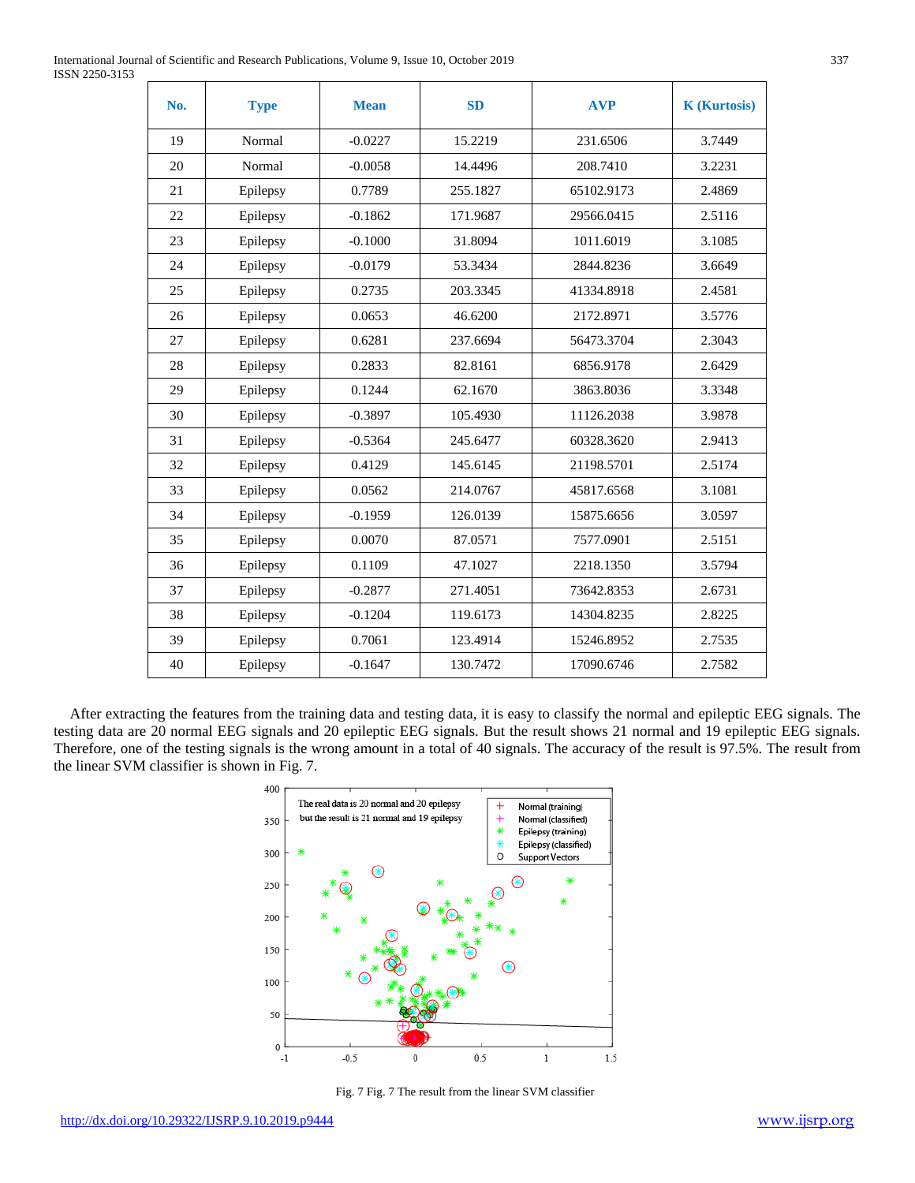| No. | Type | Mean | SD | AVP | K (Kurtosis) |
|---|---|---|---|---|---|
| 19 | Normal | -0.0227 | 15.2219 | 231.6506 | 3.7449 |
| 20 | Normal | -0.0058 | 14.4496 | 208.7410 | 3.2231 |
| 21 | Epilepsy | 0.7789 | 255.1827 | 65102.9173 | 2.4869 |
| 22 | Epilepsy | -0.1862 | 171.9687 | 29566.0415 | 2.5116 |
| 23 | Epilepsy | -0.1000 | 31.8094 | 1011.6019 | 3.1085 |
| 24 | Epilepsy | -0.0179 | 53.3434 | 2844.8236 | 3.6649 |
| 25 | Epilepsy | 0.2735 | 203.3345 | 41334.8918 | 2.4581 |
| 26 | Epilepsy | 0.0653 | 46.6200 | 2172.8971 | 3.5776 |
| 27 | Epilepsy | 0.6281 | 237.6694 | 56473.3704 | 2.3043 |
| 28 | Epilepsy | 0.2833 | 82.8161 | 6856.9178 | 2.6429 |
| 29 | Epilepsy | 0.1244 | 62.1670 | 3863.8036 | 3.3348 |
| 30 | Epilepsy | -0.3897 | 105.4930 | 11126.2038 | 3.9878 |
| 31 | Epilepsy | -0.5364 | 245.6477 | 60328.3620 | 2.9413 |
| 32 | Epilepsy | 0.4129 | 145.6145 | 21198.5701 | 2.5174 |
| 33 | Epilepsy | 0.0562 | 214.0767 | 45817.6568 | 3.1081 |
| 34 | Epilepsy | -0.1959 | 126.0139 | 15875.6656 | 3.0597 |
| 35 | Epilepsy | 0.0070 | 87.0571 | 7577.0901 | 2.5151 |
| 36 | Epilepsy | 0.1109 | 47.1027 | 2218.1350 | 3.5794 |
| 37 | Epilepsy | -0.2877 | 271.4051 | 73642.8353 | 2.6731 |
| 38 | Epilepsy | -0.1204 | 119.6173 | 14304.8235 | 2.8225 |
| 39 | Epilepsy | 0.7061 | 123.4914 | 15246.8952 | 2.7535 |
| 40 | Epilepsy | -0.1647 | 130.7472 | 17090.6746 | 2.7582 |

After extracting the features from the training data and testing data, it is easy to classify the normal and epileptic EEG signals. The testing data are 20 normal EEG signals and 20 epileptic EEG signals. But the result shows 21 normal and 19 epileptic EEG signals. Therefore, one of the testing signals is the wrong amount in a total of 40 signals. The accuracy of the result is 97.5%. The result from the linear SVM classifier is shown in Fig. 7.

Fig. 7 Fig. 7 The result from the linear SVM classifier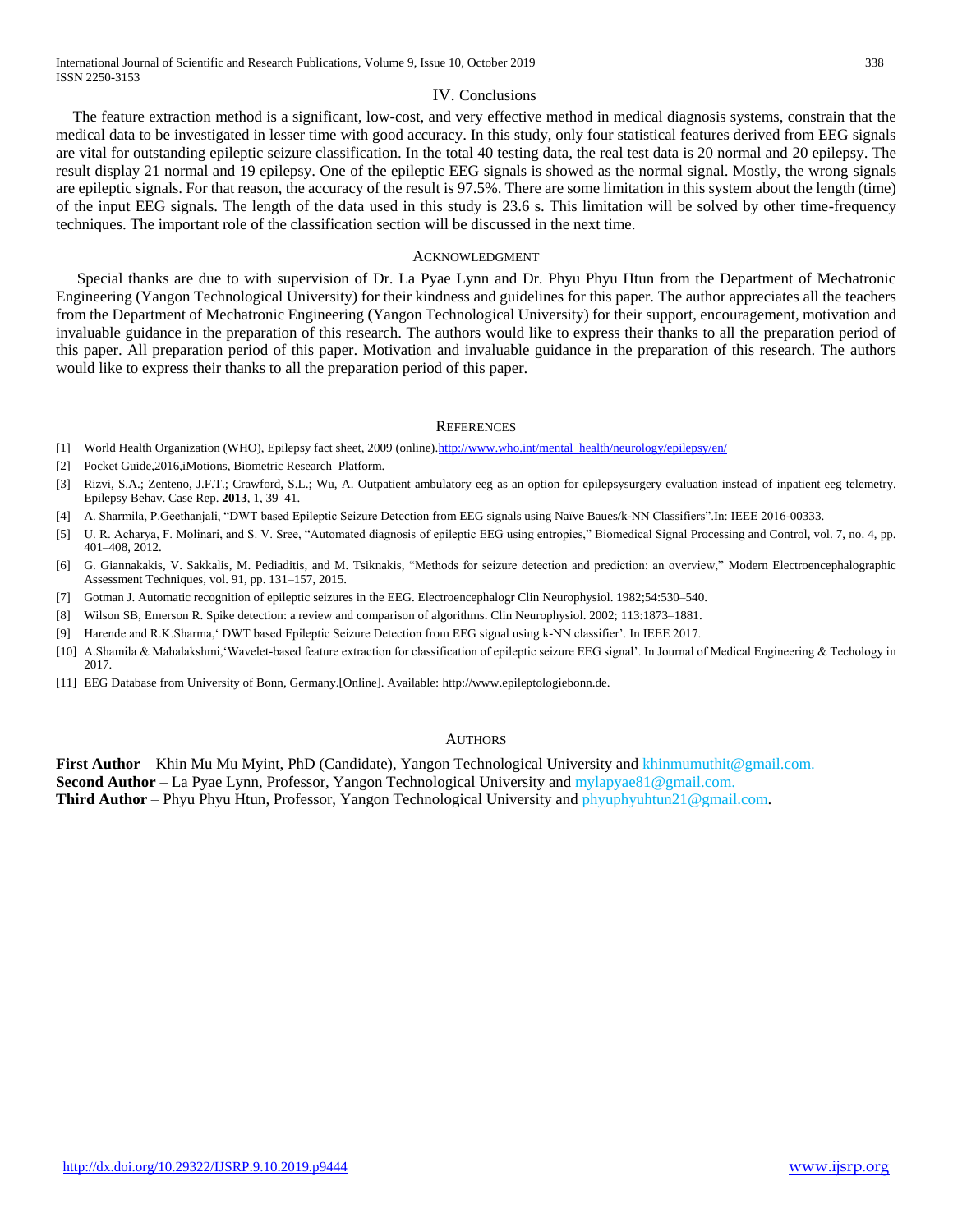## IV. Conclusions

The feature extraction method is a significant, low-cost, and very effective method in medical diagnosis systems, constrain that the medical data to be investigated in lesser time with good accuracy. In this study, only four statistical features derived from EEG signals are vital for outstanding epileptic seizure classification. In the total 40 testing data, the real test data is 20 normal and 20 epilepsy. The result display 21 normal and 19 epilepsy. One of the epileptic EEG signals is showed as the normal signal. Mostly, the wrong signals are epileptic signals. For that reason, the accuracy of the result is 97.5%. There are some limitation in this system about the length (time) of the input EEG signals. The length of the data used in this study is 23.6 s. This limitation will be solved by other time-frequency techniques. The important role of the classification section will be discussed in the next time.

## Acknowledgment

Special thanks are due to with supervision of Dr. La Pyae Lynn and Dr. Phyu Phyu Htun from the Department of Mechatronic Engineering (Yangon Technological University) for their kindness and guidelines for this paper. The author appreciates all the teachers from the Department of Mechatronic Engineering (Yangon Technological University) for their support, encouragement, motivation and invaluable guidance in the preparation of this research. The authors would like to express their thanks to all the preparation period of this paper. All preparation period of this paper. Motivation and invaluable guidance in the preparation of this research. The authors would like to express their thanks to all the preparation period of this paper.

## References

[1] World Health Organization (WHO), Epilepsy fact sheet, 2009 (online).http://www.who.int/mental_health/neurology/epilepsy/en/

[2] Pocket Guide,2016,iMotions, Biometric Research Platform.

[3] Rizvi, S.A.; Zenteno, J.F.T.; Crawford, S.L.; Wu, A. Outpatient ambulatory eeg as an option for epilepsysurgery evaluation instead of inpatient eeg telemetry. Epilepsy Behav. Case Rep. **2013**, 1, 39–41.

[4] A. Sharmila, P.Geethanjali, "DWT based Epileptic Seizure Detection from EEG signals using Naïve Baues/k-NN Classifiers".In: IEEE 2016-00333.

[5] U. R. Acharya, F. Molinari, and S. V. Sree, "Automated diagnosis of epileptic EEG using entropies," Biomedical Signal Processing and Control, vol. 7, no. 4, pp. 401–408, 2012.

[6] G. Giannakakis, V. Sakkalis, M. Pediaditis, and M. Tsiknakis, "Methods for seizure detection and prediction: an overview," Modern Electroencephalographic Assessment Techniques, vol. 91, pp. 131–157, 2015.

[7] Gotman J. Automatic recognition of epileptic seizures in the EEG. Electroencephalogr Clin Neurophysiol. 1982;54:530–540.

[8] Wilson SB, Emerson R. Spike detection: a review and comparison of algorithms. Clin Neurophysiol. 2002; 113:1873–1881.

[9] Harende and R.K.Sharma,' DWT based Epileptic Seizure Detection from EEG signal using k-NN classifier'. In IEEE 2017.

[10] A.Shamila & Mahalakshmi,'Wavelet-based feature extraction for classification of epileptic seizure EEG signal'. In Journal of Medical Engineering & Techology in 2017.

[11] EEG Database from University of Bonn, Germany.[Online]. Available: http://www.epileptologiebonn.de.

## Authors

**First Author** – Khin Mu Mu Myint, PhD (Candidate), Yangon Technological University and khinmumuthit@gmail.com.
**Second Author** – La Pyae Lynn, Professor, Yangon Technological University and mylapyae81@gmail.com.
**Third Author** – Phyu Phyu Htun, Professor, Yangon Technological University and phyuphyuhtun21@gmail.com.